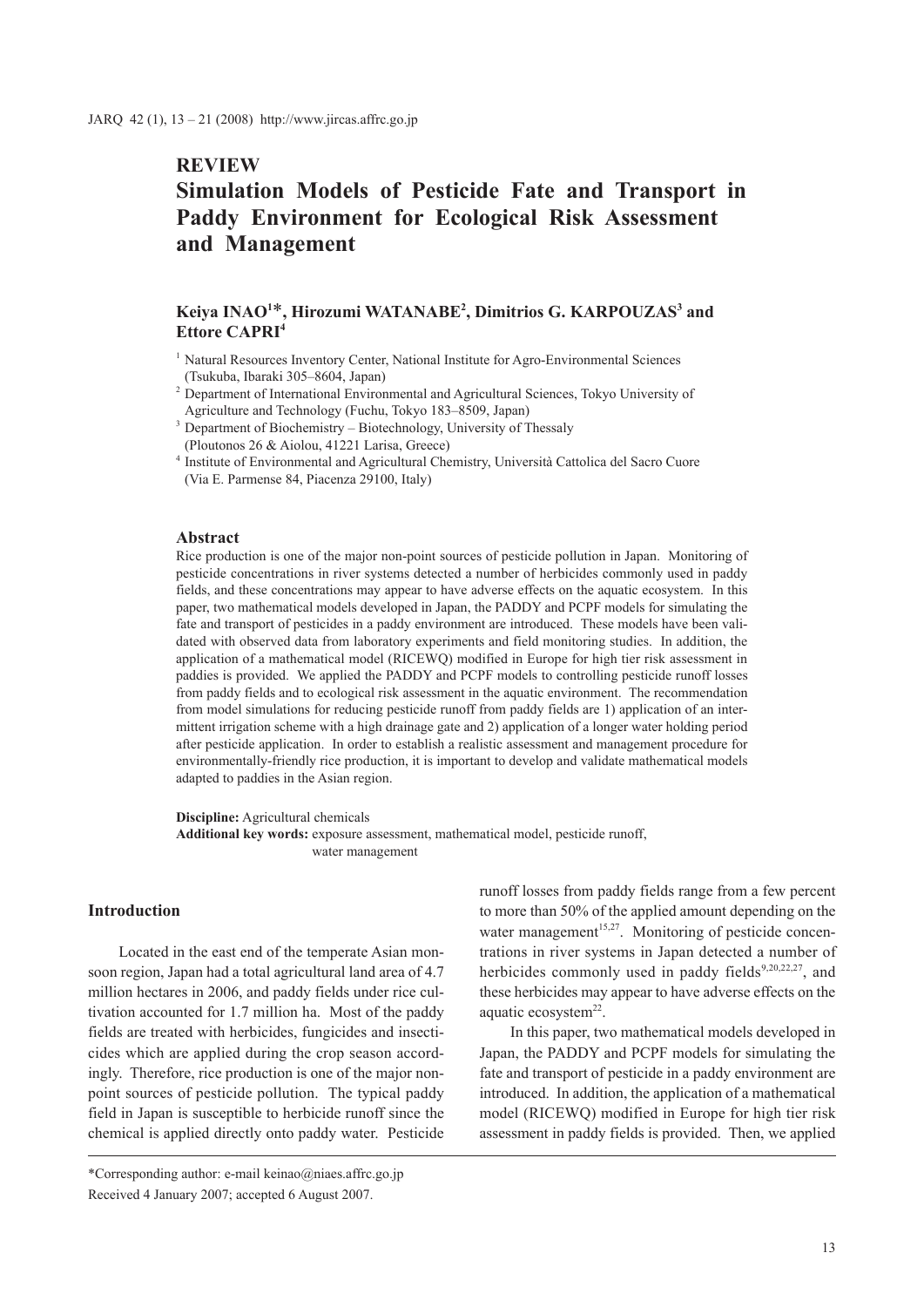## REVIEW

# Simulation Models of Pesticide Fate and Transport in Paddy Environment for Ecological Risk Assessment and Management

**Keiya INAO[1]\*, Hirozumi WATANABE[2], Dimitrios G. KARPOUZAS[3] and Ettore CAPRI[4]**

[1] Natural Resources Inventory Center, National Institute for Agro-Environmental Sciences (Tsukuba, Ibaraki 305–8604, Japan)

[2] Department of International Environmental and Agricultural Sciences, Tokyo University of Agriculture and Technology (Fuchu, Tokyo 183–8509, Japan)

[3] Department of Biochemistry – Biotechnology, University of Thessaly (Ploutonos 26 & Aiolou, 41221 Larisa, Greece)

[4] Institute of Environmental and Agricultural Chemistry, Università Cattolica del Sacro Cuore (Via E. Parmense 84, Piacenza 29100, Italy)

### Abstract

Rice production is one of the major non-point sources of pesticide pollution in Japan. Monitoring of pesticide concentrations in river systems detected a number of herbicides commonly used in paddy fields, and these concentrations may appear to have adverse effects on the aquatic ecosystem. In this paper, two mathematical models developed in Japan, the PADDY and PCPF models for simulating the fate and transport of pesticides in a paddy environment are introduced. These models have been validated with observed data from laboratory experiments and field monitoring studies. In addition, the application of a mathematical model (RICEWQ) modified in Europe for high tier risk assessment in paddies is provided. We applied the PADDY and PCPF models to controlling pesticide runoff losses from paddy fields and to ecological risk assessment in the aquatic environment. The recommendation from model simulations for reducing pesticide runoff from paddy fields are 1) application of an intermittent irrigation scheme with a high drainage gate and 2) application of a longer water holding period after pesticide application. In order to establish a realistic assessment and management procedure for environmentally-friendly rice production, it is important to develop and validate mathematical models adapted to paddies in the Asian region.

**Discipline:** Agricultural chemicals
**Additional key words:** exposure assessment, mathematical model, pesticide runoff, water management

## Introduction

Located in the east end of the temperate Asian monsoon region, Japan had a total agricultural land area of 4.7 million hectares in 2006, and paddy fields under rice cultivation accounted for 1.7 million ha. Most of the paddy fields are treated with herbicides, fungicides and insecticides which are applied during the crop season accordingly. Therefore, rice production is one of the major non-point sources of pesticide pollution. The typical paddy field in Japan is susceptible to herbicide runoff since the chemical is applied directly onto paddy water. Pesticide runoff losses from paddy fields range from a few percent to more than 50% of the applied amount depending on the water management[15,27]. Monitoring of pesticide concentrations in river systems in Japan detected a number of herbicides commonly used in paddy fields[9,20,22,27], and these herbicides may appear to have adverse effects on the aquatic ecosystem[22].

In this paper, two mathematical models developed in Japan, the PADDY and PCPF models for simulating the fate and transport of pesticide in a paddy environment are introduced. In addition, the application of a mathematical model (RICEWQ) modified in Europe for high tier risk assessment in paddy fields is provided. Then, we applied

\*Corresponding author: e-mail keinao@niaes.affrc.go.jp

Received 4 January 2007; accepted 6 August 2007.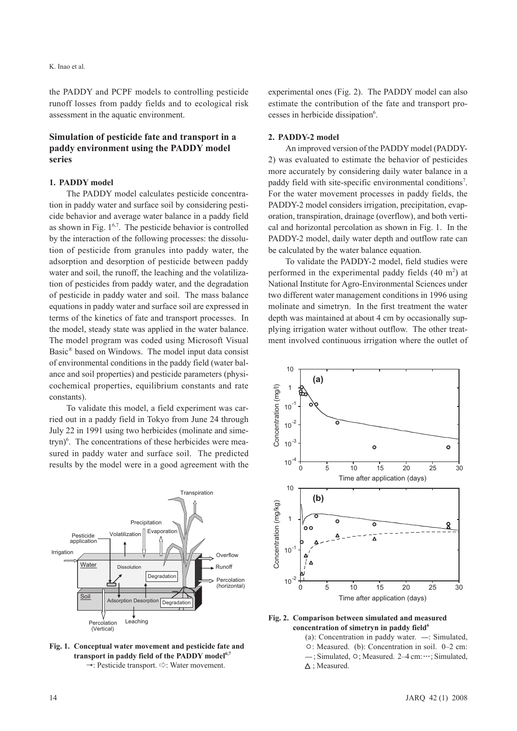the PADDY and PCPF models to controlling pesticide runoff losses from paddy fields and to ecological risk assessment in the aquatic environment.

## Simulation of pesticide fate and transport in a paddy environment using the PADDY model series

### 1. PADDY model

The PADDY model calculates pesticide concentration in paddy water and surface soil by considering pesticide behavior and average water balance in a paddy field as shown in Fig. 1[6,7]. The pesticide behavior is controlled by the interaction of the following processes: the dissolution of pesticide from granules into paddy water, the adsorption and desorption of pesticide between paddy water and soil, the runoff, the leaching and the volatilization of pesticides from paddy water, and the degradation of pesticide in paddy water and soil. The mass balance equations in paddy water and surface soil are expressed in terms of the kinetics of fate and transport processes. In the model, steady state was applied in the water balance. The model program was coded using Microsoft Visual Basic® based on Windows. The model input data consist of environmental conditions in the paddy field (water balance and soil properties) and pesticide parameters (physicochemical properties, equilibrium constants and rate constants).

To validate this model, a field experiment was carried out in a paddy field in Tokyo from June 24 through July 22 in 1991 using two herbicides (molinate and simetryn)[6]. The concentrations of these herbicides were measured in paddy water and surface soil. The predicted results by the model were in a good agreement with the experimental ones (Fig. 2). The PADDY model can also estimate the contribution of the fate and transport processes in herbicide dissipation[6].

**Fig. 1. Conceptual water movement and pesticide fate and transport in paddy field of the PADDY model[6,7]**
→: Pesticide transport. ⇨: Water movement.

### 2. PADDY-2 model

An improved version of the PADDY model (PADDY-2) was evaluated to estimate the behavior of pesticides more accurately by considering daily water balance in a paddy field with site-specific environmental conditions[7]. For the water movement processes in paddy fields, the PADDY-2 model considers irrigation, precipitation, evaporation, transpiration, drainage (overflow), and both vertical and horizontal percolation as shown in Fig. 1. In the PADDY-2 model, daily water depth and outflow rate can be calculated by the water balance equation.

To validate the PADDY-2 model, field studies were performed in the experimental paddy fields (40 $m^2$) at National Institute for Agro-Environmental Sciences under two different water management conditions in 1996 using molinate and simetryn. In the first treatment the water depth was maintained at about 4 cm by occasionally supplying irrigation water without outflow. The other treatment involved continuous irrigation where the outlet of

**Fig. 2. Comparison between simulated and measured concentration of simetryn in paddy field[6]**
(a): Concentration in paddy water. —: Simulated, ○: Measured. (b): Concentration in soil. 0–2 cm: — ; Simulated, ○; Measured. 2–4 cm: ···; Simulated, △ ; Measured.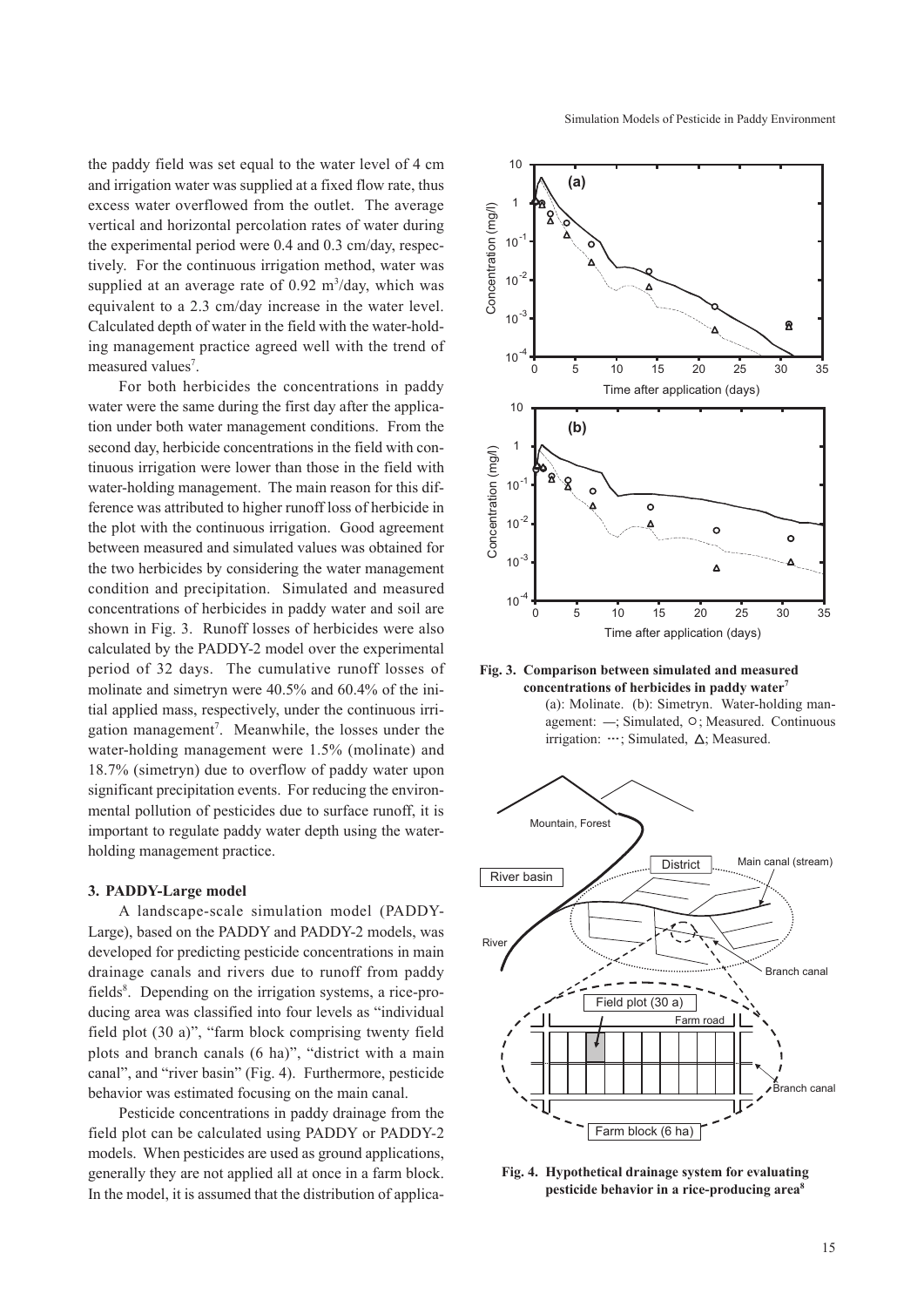the paddy field was set equal to the water level of 4 cm and irrigation water was supplied at a fixed flow rate, thus excess water overflowed from the outlet. The average vertical and horizontal percolation rates of water during the experimental period were 0.4 and 0.3 cm/day, respectively. For the continuous irrigation method, water was supplied at an average rate of 0.92 $m^3$/day, which was equivalent to a 2.3 cm/day increase in the water level. Calculated depth of water in the field with the water-holding management practice agreed well with the trend of measured values[7].

For both herbicides the concentrations in paddy water were the same during the first day after the application under both water management conditions. From the second day, herbicide concentrations in the field with continuous irrigation were lower than those in the field with water-holding management. The main reason for this difference was attributed to higher runoff loss of herbicide in the plot with the continuous irrigation. Good agreement between measured and simulated values was obtained for the two herbicides by considering the water management condition and precipitation. Simulated and measured concentrations of herbicides in paddy water and soil are shown in Fig. 3. Runoff losses of herbicides were also calculated by the PADDY-2 model over the experimental period of 32 days. The cumulative runoff losses of molinate and simetryn were 40.5% and 60.4% of the initial applied mass, respectively, under the continuous irrigation management[7]. Meanwhile, the losses under the water-holding management were 1.5% (molinate) and 18.7% (simetryn) due to overflow of paddy water upon significant precipitation events. For reducing the environmental pollution of pesticides due to surface runoff, it is important to regulate paddy water depth using the water-holding management practice.

**Fig. 3. Comparison between simulated and measured concentrations of herbicides in paddy water[7]**

(a): Molinate. (b): Simetryn. Water-holding management: —; Simulated, ○; Measured. Continuous irrigation: ···; Simulated, △; Measured.

### 3. PADDY-Large model

A landscape-scale simulation model (PADDY-Large), based on the PADDY and PADDY-2 models, was developed for predicting pesticide concentrations in main drainage canals and rivers due to runoff from paddy fields[8]. Depending on the irrigation systems, a rice-producing area was classified into four levels as "individual field plot (30 a)", "farm block comprising twenty field plots and branch canals (6 ha)", "district with a main canal", and "river basin" (Fig. 4). Furthermore, pesticide behavior was estimated focusing on the main canal.

Pesticide concentrations in paddy drainage from the field plot can be calculated using PADDY or PADDY-2 models. When pesticides are used as ground applications, generally they are not applied all at once in a farm block. In the model, it is assumed that the distribution of applica-

**Fig. 4. Hypothetical drainage system for evaluating pesticide behavior in a rice-producing area[8]**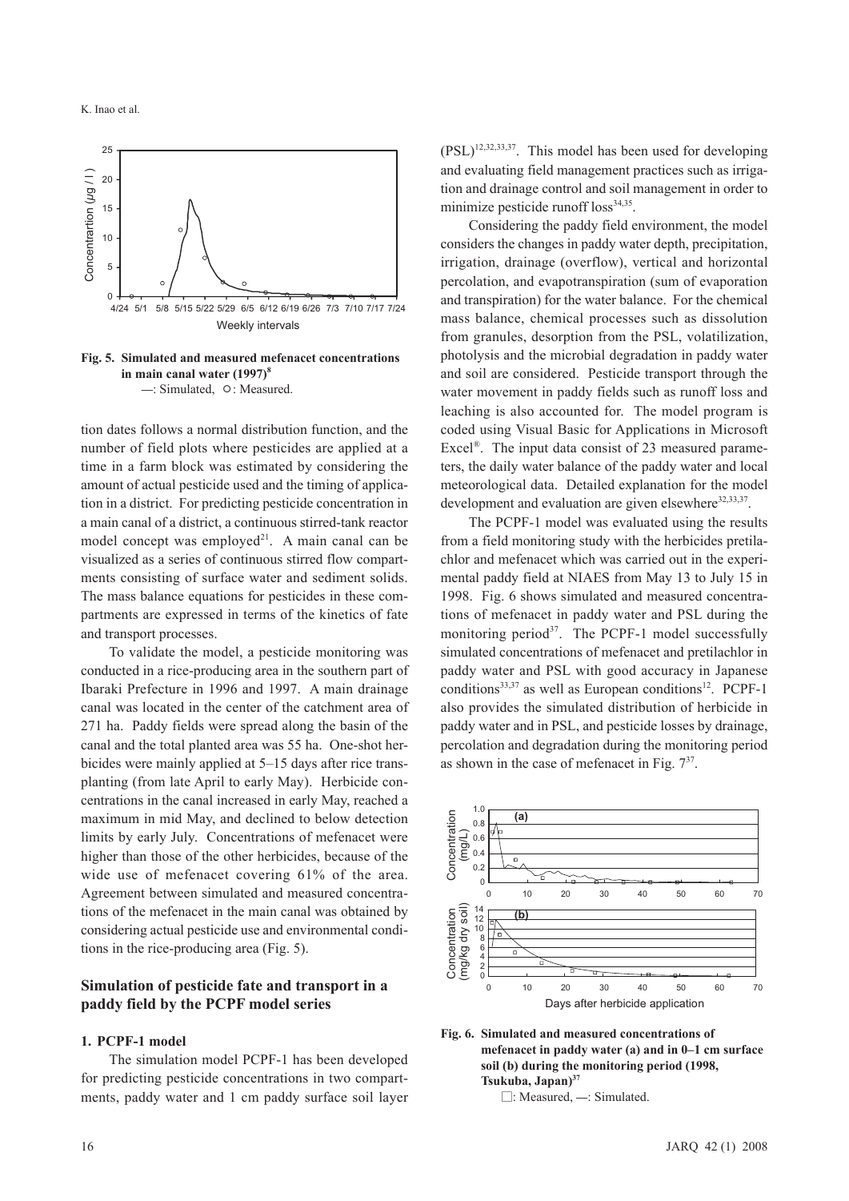Fig. 5. Simulated and measured mefenacet concentrations in main canal water (1997)[8]
—: Simulated, ○: Measured.

tion dates follows a normal distribution function, and the number of field plots where pesticides are applied at a time in a farm block was estimated by considering the amount of actual pesticide used and the timing of application in a district. For predicting pesticide concentration in a main canal of a district, a continuous stirred-tank reactor model concept was employed[21]. A main canal can be visualized as a series of continuous stirred flow compartments consisting of surface water and sediment solids. The mass balance equations for pesticides in these compartments are expressed in terms of the kinetics of fate and transport processes.

To validate the model, a pesticide monitoring was conducted in a rice-producing area in the southern part of Ibaraki Prefecture in 1996 and 1997. A main drainage canal was located in the center of the catchment area of 271 ha. Paddy fields were spread along the basin of the canal and the total planted area was 55 ha. One-shot herbicides were mainly applied at 5–15 days after rice transplanting (from late April to early May). Herbicide concentrations in the canal increased in early May, reached a maximum in mid May, and declined to below detection limits by early July. Concentrations of mefenacet were higher than those of the other herbicides, because of the wide use of mefenacet covering 61% of the area. Agreement between simulated and measured concentrations of the mefenacet in the main canal was obtained by considering actual pesticide use and environmental conditions in the rice-producing area (Fig. 5).

## Simulation of pesticide fate and transport in a paddy field by the PCPF model series

### 1. PCPF-1 model

The simulation model PCPF-1 has been developed for predicting pesticide concentrations in two compartments, paddy water and 1 cm paddy surface soil layer (PSL)[12,32,33,37]. This model has been used for developing and evaluating field management practices such as irrigation and drainage control and soil management in order to minimize pesticide runoff loss[34,35].

Considering the paddy field environment, the model considers the changes in paddy water depth, precipitation, irrigation, drainage (overflow), vertical and horizontal percolation, and evapotranspiration (sum of evaporation and transpiration) for the water balance. For the chemical mass balance, chemical processes such as dissolution from granules, desorption from the PSL, volatilization, photolysis and the microbial degradation in paddy water and soil are considered. Pesticide transport through the water movement in paddy fields such as runoff loss and leaching is also accounted for. The model program is coded using Visual Basic for Applications in Microsoft Excel®. The input data consist of 23 measured parameters, the daily water balance of the paddy water and local meteorological data. Detailed explanation for the model development and evaluation are given elsewhere[32,33,37].

The PCPF-1 model was evaluated using the results from a field monitoring study with the herbicides pretilachlor and mefenacet which was carried out in the experimental paddy field at NIAES from May 13 to July 15 in 1998. Fig. 6 shows simulated and measured concentrations of mefenacet in paddy water and PSL during the monitoring period[37]. The PCPF-1 model successfully simulated concentrations of mefenacet and pretilachlor in paddy water and PSL with good accuracy in Japanese conditions[33,37] as well as European conditions[12]. PCPF-1 also provides the simulated distribution of herbicide in paddy water and in PSL, and pesticide losses by drainage, percolation and degradation during the monitoring period as shown in the case of mefenacet in Fig. 7[37].

Fig. 6. Simulated and measured concentrations of mefenacet in paddy water (a) and in 0–1 cm surface soil (b) during the monitoring period (1998, Tsukuba, Japan)[37]
□: Measured, —: Simulated.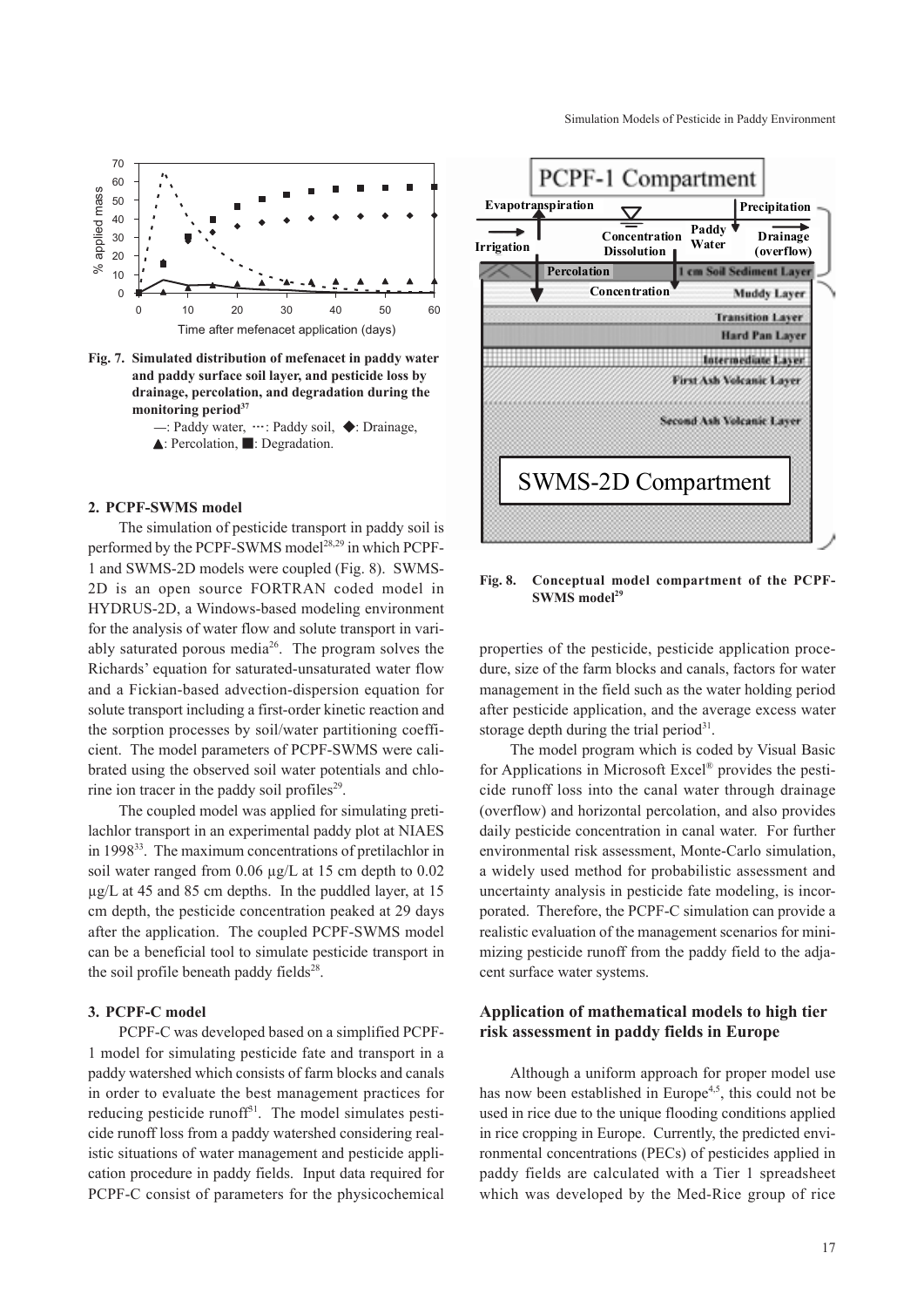**Fig. 7. Simulated distribution of mefenacet in paddy water and paddy surface soil layer, and pesticide loss by drainage, percolation, and degradation during the monitoring period[37]**

—: Paddy water, ···: Paddy soil, ◆: Drainage, ▲: Percolation, ■: Degradation.

### 2. PCPF-SWMS model

The simulation of pesticide transport in paddy soil is performed by the PCPF-SWMS model[28,29] in which PCPF-1 and SWMS-2D models were coupled (Fig. 8). SWMS-2D is an open source FORTRAN coded model in HYDRUS-2D, a Windows-based modeling environment for the analysis of water flow and solute transport in variably saturated porous media[26]. The program solves the Richards' equation for saturated-unsaturated water flow and a Fickian-based advection-dispersion equation for solute transport including a first-order kinetic reaction and the sorption processes by soil/water partitioning coefficient. The model parameters of PCPF-SWMS were calibrated using the observed soil water potentials and chlorine ion tracer in the paddy soil profiles[29].

The coupled model was applied for simulating pretilachlor transport in an experimental paddy plot at NIAES in 1998[33]. The maximum concentrations of pretilachlor in soil water ranged from 0.06 µg/L at 15 cm depth to 0.02 µg/L at 45 and 85 cm depths. In the puddled layer, at 15 cm depth, the pesticide concentration peaked at 29 days after the application. The coupled PCPF-SWMS model can be a beneficial tool to simulate pesticide transport in the soil profile beneath paddy fields[28].

### 3. PCPF-C model

PCPF-C was developed based on a simplified PCPF-1 model for simulating pesticide fate and transport in a paddy watershed which consists of farm blocks and canals in order to evaluate the best management practices for reducing pesticide runoff[31]. The model simulates pesticide runoff loss from a paddy watershed considering realistic situations of water management and pesticide application procedure in paddy fields. Input data required for PCPF-C consist of parameters for the physicochemical properties of the pesticide, pesticide application procedure, size of the farm blocks and canals, factors for water management in the field such as the water holding period after pesticide application, and the average excess water storage depth during the trial period[31].

The model program which is coded by Visual Basic for Applications in Microsoft Excel® provides the pesticide runoff loss into the canal water through drainage (overflow) and horizontal percolation, and also provides daily pesticide concentration in canal water. For further environmental risk assessment, Monte-Carlo simulation, a widely used method for probabilistic assessment and uncertainty analysis in pesticide fate modeling, is incorporated. Therefore, the PCPF-C simulation can provide a realistic evaluation of the management scenarios for minimizing pesticide runoff from the paddy field to the adjacent surface water systems.

**Fig. 8. Conceptual model compartment of the PCPF-SWMS model[29]**

## Application of mathematical models to high tier risk assessment in paddy fields in Europe

Although a uniform approach for proper model use has now been established in Europe[4,5], this could not be used in rice due to the unique flooding conditions applied in rice cropping in Europe. Currently, the predicted environmental concentrations (PECs) of pesticides applied in paddy fields are calculated with a Tier 1 spreadsheet which was developed by the Med-Rice group of rice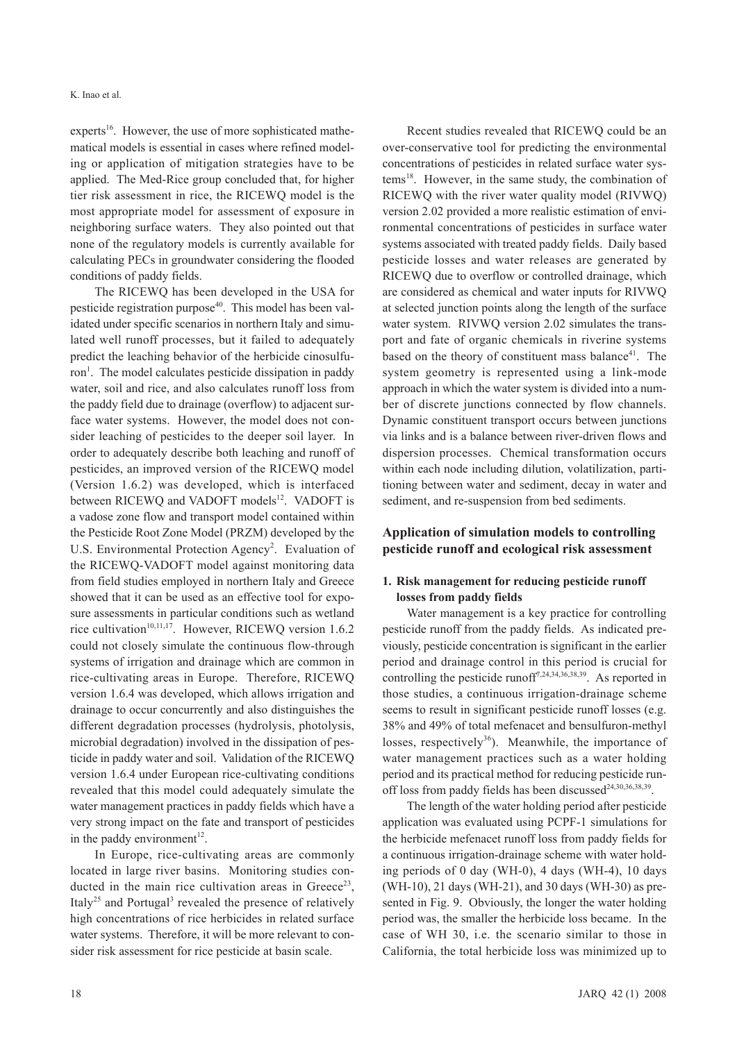experts[16]. However, the use of more sophisticated mathematical models is essential in cases where refined modeling or application of mitigation strategies have to be applied. The Med-Rice group concluded that, for higher tier risk assessment in rice, the RICEWQ model is the most appropriate model for assessment of exposure in neighboring surface waters. They also pointed out that none of the regulatory models is currently available for calculating PECs in groundwater considering the flooded conditions of paddy fields.

The RICEWQ has been developed in the USA for pesticide registration purpose[40]. This model has been validated under specific scenarios in northern Italy and simulated well runoff processes, but it failed to adequately predict the leaching behavior of the herbicide cinosulfuron[1]. The model calculates pesticide dissipation in paddy water, soil and rice, and also calculates runoff loss from the paddy field due to drainage (overflow) to adjacent surface water systems. However, the model does not consider leaching of pesticides to the deeper soil layer. In order to adequately describe both leaching and runoff of pesticides, an improved version of the RICEWQ model (Version 1.6.2) was developed, which is interfaced between RICEWQ and VADOFT models[12]. VADOFT is a vadose zone flow and transport model contained within the Pesticide Root Zone Model (PRZM) developed by the U.S. Environmental Protection Agency[2]. Evaluation of the RICEWQ-VADOFT model against monitoring data from field studies employed in northern Italy and Greece showed that it can be used as an effective tool for exposure assessments in particular conditions such as wetland rice cultivation[10,11,17]. However, RICEWQ version 1.6.2 could not closely simulate the continuous flow-through systems of irrigation and drainage which are common in rice-cultivating areas in Europe. Therefore, RICEWQ version 1.6.4 was developed, which allows irrigation and drainage to occur concurrently and also distinguishes the different degradation processes (hydrolysis, photolysis, microbial degradation) involved in the dissipation of pesticide in paddy water and soil. Validation of the RICEWQ version 1.6.4 under European rice-cultivating conditions revealed that this model could adequately simulate the water management practices in paddy fields which have a very strong impact on the fate and transport of pesticides in the paddy environment[12].

In Europe, rice-cultivating areas are commonly located in large river basins. Monitoring studies conducted in the main rice cultivation areas in Greece[23], Italy[25] and Portugal[3] revealed the presence of relatively high concentrations of rice herbicides in related surface water systems. Therefore, it will be more relevant to consider risk assessment for rice pesticide at basin scale.

Recent studies revealed that RICEWQ could be an over-conservative tool for predicting the environmental concentrations of pesticides in related surface water systems[18]. However, in the same study, the combination of RICEWQ with the river water quality model (RIVWQ) version 2.02 provided a more realistic estimation of environmental concentrations of pesticides in surface water systems associated with treated paddy fields. Daily based pesticide losses and water releases are generated by RICEWQ due to overflow or controlled drainage, which are considered as chemical and water inputs for RIVWQ at selected junction points along the length of the surface water system. RIVWQ version 2.02 simulates the transport and fate of organic chemicals in riverine systems based on the theory of constituent mass balance[41]. The system geometry is represented using a link-mode approach in which the water system is divided into a number of discrete junctions connected by flow channels. Dynamic constituent transport occurs between junctions via links and is a balance between river-driven flows and dispersion processes. Chemical transformation occurs within each node including dilution, volatilization, partitioning between water and sediment, decay in water and sediment, and re-suspension from bed sediments.

## Application of simulation models to controlling pesticide runoff and ecological risk assessment

### 1. Risk management for reducing pesticide runoff losses from paddy fields

Water management is a key practice for controlling pesticide runoff from the paddy fields. As indicated previously, pesticide concentration is significant in the earlier period and drainage control in this period is crucial for controlling the pesticide runoff[7,24,34,36,38,39]. As reported in those studies, a continuous irrigation-drainage scheme seems to result in significant pesticide runoff losses (e.g. 38% and 49% of total mefenacet and bensulfuron-methyl losses, respectively[36]). Meanwhile, the importance of water management practices such as a water holding period and its practical method for reducing pesticide runoff loss from paddy fields has been discussed[24,30,36,38,39].

The length of the water holding period after pesticide application was evaluated using PCPF-1 simulations for the herbicide mefenacet runoff loss from paddy fields for a continuous irrigation-drainage scheme with water holding periods of 0 day (WH-0), 4 days (WH-4), 10 days (WH-10), 21 days (WH-21), and 30 days (WH-30) as presented in Fig. 9. Obviously, the longer the water holding period was, the smaller the herbicide loss became. In the case of WH 30, i.e. the scenario similar to those in California, the total herbicide loss was minimized up to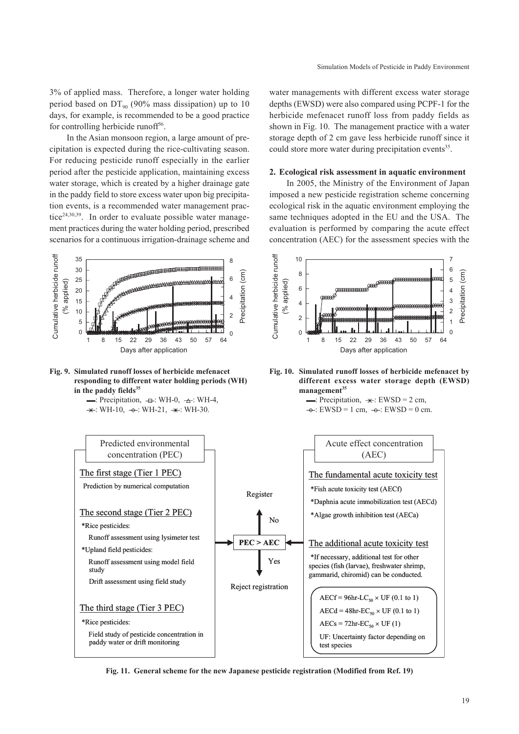3% of applied mass. Therefore, a longer water holding period based on $DT_{90}$ (90% mass dissipation) up to 10 days, for example, is recommended to be a good practice for controlling herbicide runoff[36].

In the Asian monsoon region, a large amount of precipitation is expected during the rice-cultivating season. For reducing pesticide runoff especially in the earlier period after the pesticide application, maintaining excess water storage, which is created by a higher drainage gate in the paddy field to store excess water upon big precipitation events, is a recommended water management practice[24,30,39]. In order to evaluate possible water management practices during the water holding period, prescribed scenarios for a continuous irrigation-drainage scheme and water managements with different excess water storage depths (EWSD) were also compared using PCPF-1 for the herbicide mefenacet runoff loss from paddy fields as shown in Fig. 10. The management practice with a water storage depth of 2 cm gave less herbicide runoff since it could store more water during precipitation events[35].

**Fig. 9. Simulated runoff losses of herbicide mefenacet responding to different water holding periods (WH) in the paddy fields[35]**

▬: Precipitation, -□-: WH-0, -△-: WH-4, -✳-: WH-10, -◇-: WH-21, -✳-: WH-30.

**Fig. 10. Simulated runoff losses of herbicide mefenacet by different excess water storage depth (EWSD) management[35]**

▬: Precipitation, -✳-: EWSD = 2 cm, -◇-: EWSD = 1 cm, -○-: EWSD = 0 cm.

## 2. Ecological risk assessment in aquatic environment

In 2005, the Ministry of the Environment of Japan imposed a new pesticide registration scheme concerning ecological risk in the aquatic environment employing the same techniques adopted in the EU and the USA. The evaluation is performed by comparing the acute effect concentration (AEC) for the assessment species with the

**Predicted environmental concentration (PEC)**

The first stage (Tier 1 PEC)
Prediction by numerical computation

The second stage (Tier 2 PEC)
*Rice pesticides:
Runoff assessment using lysimeter test
*Upland field pesticides:
Runoff assessment using model field study
Drift assessment using field study

The third stage (Tier 3 PEC)
*Rice pesticides:
Field study of pesticide concentration in paddy water or drift monitoring

**PEC > AEC** — No: Register; Yes: Reject registration

**Acute effect concentration (AEC)**

The fundamental acute toxicity test
*Fish acute toxicity test (AECf)
*Daphnia acute immobilization test (AECd)
*Algae growth inhibition test (AECa)

The additional acute toxicity test
*If necessary, additional test for other species (fish (larvae), freshwater shrimp, gammarid, chiromid) can be conducted.

$AECf = 96hr\text{-}LC_{50} \times UF$ (0.1 to 1)
$AECd = 48hr\text{-}EC_{50} \times UF$ (0.1 to 1)
$AECs = 72hr\text{-}EC_{50} \times UF$ (1)
UF: Uncertainty factor depending on test species

**Fig. 11. General scheme for the new Japanese pesticide registration (Modified from Ref. 19)**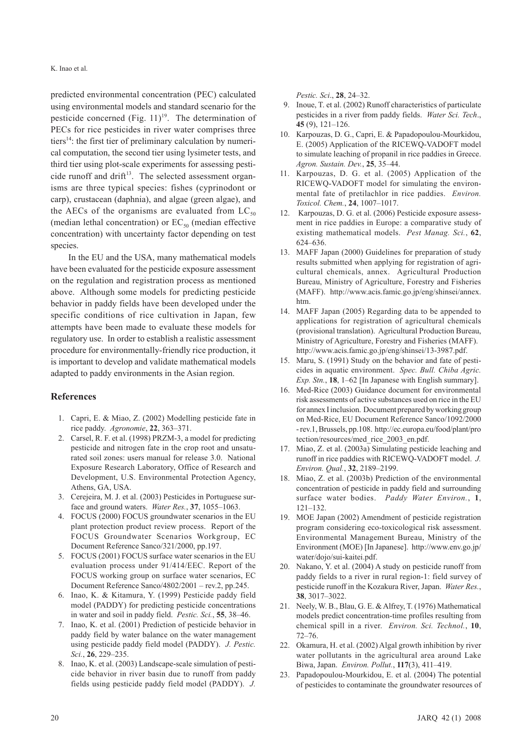predicted environmental concentration (PEC) calculated using environmental models and standard scenario for the pesticide concerned (Fig. 11)[19]. The determination of PECs for rice pesticides in river water comprises three tiers[14]: the first tier of preliminary calculation by numerical computation, the second tier using lysimeter tests, and third tier using plot-scale experiments for assessing pesticide runoff and drift[13]. The selected assessment organisms are three typical species: fishes (cyprinodont or carp), crustacean (daphnia), and algae (green algae), and the AECs of the organisms are evaluated from $LC_{50}$ (median lethal concentration) or $EC_{50}$ (median effective concentration) with uncertainty factor depending on test species.

In the EU and the USA, many mathematical models have been evaluated for the pesticide exposure assessment on the regulation and registration process as mentioned above. Although some models for predicting pesticide behavior in paddy fields have been developed under the specific conditions of rice cultivation in Japan, few attempts have been made to evaluate these models for regulatory use. In order to establish a realistic assessment procedure for environmentally-friendly rice production, it is important to develop and validate mathematical models adapted to paddy environments in the Asian region.

## References

1. Capri, E. & Miao, Z. (2002) Modelling pesticide fate in rice paddy. *Agronomie*, **22**, 363–371.
2. Carsel, R. F. et al. (1998) PRZM-3, a model for predicting pesticide and nitrogen fate in the crop root and unsaturated soil zones: users manual for release 3.0. National Exposure Research Laboratory, Office of Research and Development, U.S. Environmental Protection Agency, Athens, GA, USA.
3. Cerejeira, M. J. et al. (2003) Pesticides in Portuguese surface and ground waters. *Water Res.*, **37**, 1055–1063.
4. FOCUS (2000) FOCUS groundwater scenarios in the EU plant protection product review process. Report of the FOCUS Groundwater Scenarios Workgroup, EC Document Reference Sanco/321/2000, pp.197.
5. FOCUS (2001) FOCUS surface water scenarios in the EU evaluation process under 91/414/EEC. Report of the FOCUS working group on surface water scenarios, EC Document Reference Sanco/4802/2001 – rev.2, pp.245.
6. Inao, K. & Kitamura, Y. (1999) Pesticide paddy field model (PADDY) for predicting pesticide concentrations in water and soil in paddy field. *Pestic. Sci.*, **55**, 38–46.
7. Inao, K. et al. (2001) Prediction of pesticide behavior in paddy field by water balance on the water management using pesticide paddy field model (PADDY). *J. Pestic. Sci.*, **26**, 229–235.
8. Inao, K. et al. (2003) Landscape-scale simulation of pesticide behavior in river basin due to runoff from paddy fields using pesticide paddy field model (PADDY). *J. Pestic. Sci*., **28**, 24–32.
9. Inoue, T. et al. (2002) Runoff characteristics of particulate pesticides in a river from paddy fields. *Water Sci. Tech*., **45** (9), 121–126.
10. Karpouzas, D. G., Capri, E. & Papadopoulou-Mourkidou, E. (2005) Application of the RICEWQ-VADOFT model to simulate leaching of propanil in rice paddies in Greece. *Agron. Sustain. Dev.*, **25**, 35–44.
11. Karpouzas, D. G. et al. (2005) Application of the RICEWQ-VADOFT model for simulating the environmental fate of pretilachlor in rice paddies. *Environ. Toxicol. Chem.*, **24**, 1007–1017.
12. Karpouzas, D. G. et al. (2006) Pesticide exposure assessment in rice paddies in Europe: a comparative study of existing mathematical models. *Pest Manag. Sci.*, **62**, 624–636.
13. MAFF Japan (2000) Guidelines for preparation of study results submitted when applying for registration of agricultural chemicals, annex. Agricultural Production Bureau, Ministry of Agriculture, Forestry and Fisheries (MAFF). http://www.acis.famic.go.jp/eng/shinsei/annex.htm.
14. MAFF Japan (2005) Regarding data to be appended to applications for registration of agricultural chemicals (provisional translation). Agricultural Production Bureau, Ministry of Agriculture, Forestry and Fisheries (MAFF). http://www.acis.famic.go.jp/eng/shinsei/13-3987.pdf.
15. Maru, S. (1991) Study on the behavior and fate of pesticides in aquatic environment. *Spec. Bull. Chiba Agric. Exp. Stn.*, **18**, 1–62 [In Japanese with English summary].
16. Med-Rice (2003) Guidance document for environmental risk assessments of active substances used on rice in the EU for annex I inclusion. Document prepared by working group on Med-Rice, EU Document Reference Sanco/1092/2000 - rev.1, Brussels, pp.108. http://ec.europa.eu/food/plant/protection/resources/med_rice_2003_en.pdf.
17. Miao, Z. et al. (2003a) Simulating pesticide leaching and runoff in rice paddies with RICEWQ-VADOFT model. *J. Environ. Qual.*, **32**, 2189–2199.
18. Miao, Z. et al. (2003b) Prediction of the environmental concentration of pesticide in paddy field and surrounding surface water bodies. *Paddy Water Environ.*, **1**, 121–132.
19. MOE Japan (2002) Amendment of pesticide registration program considering eco-toxicological risk assessment. Environmental Management Bureau, Ministry of the Environment (MOE) [In Japanese]. http://www.env.go.jp/water/dojo/sui-kaitei.pdf.
20. Nakano, Y. et al. (2004) A study on pesticide runoff from paddy fields to a river in rural region-1: field survey of pesticide runoff in the Kozakura River, Japan. *Water Res.*, **38**, 3017–3022.
21. Neely, W. B., Blau, G. E. & Alfrey, T. (1976) Mathematical models predict concentration-time profiles resulting from chemical spill in a river. *Environ. Sci. Technol.*, **10**, 72–76.
22. Okamura, H. et al. (2002) Algal growth inhibition by river water pollutants in the agricultural area around Lake Biwa, Japan. *Environ. Pollut.*, **117**(3), 411–419.
23. Papadopoulou-Mourkidou, E. et al. (2004) The potential of pesticides to contaminate the groundwater resources of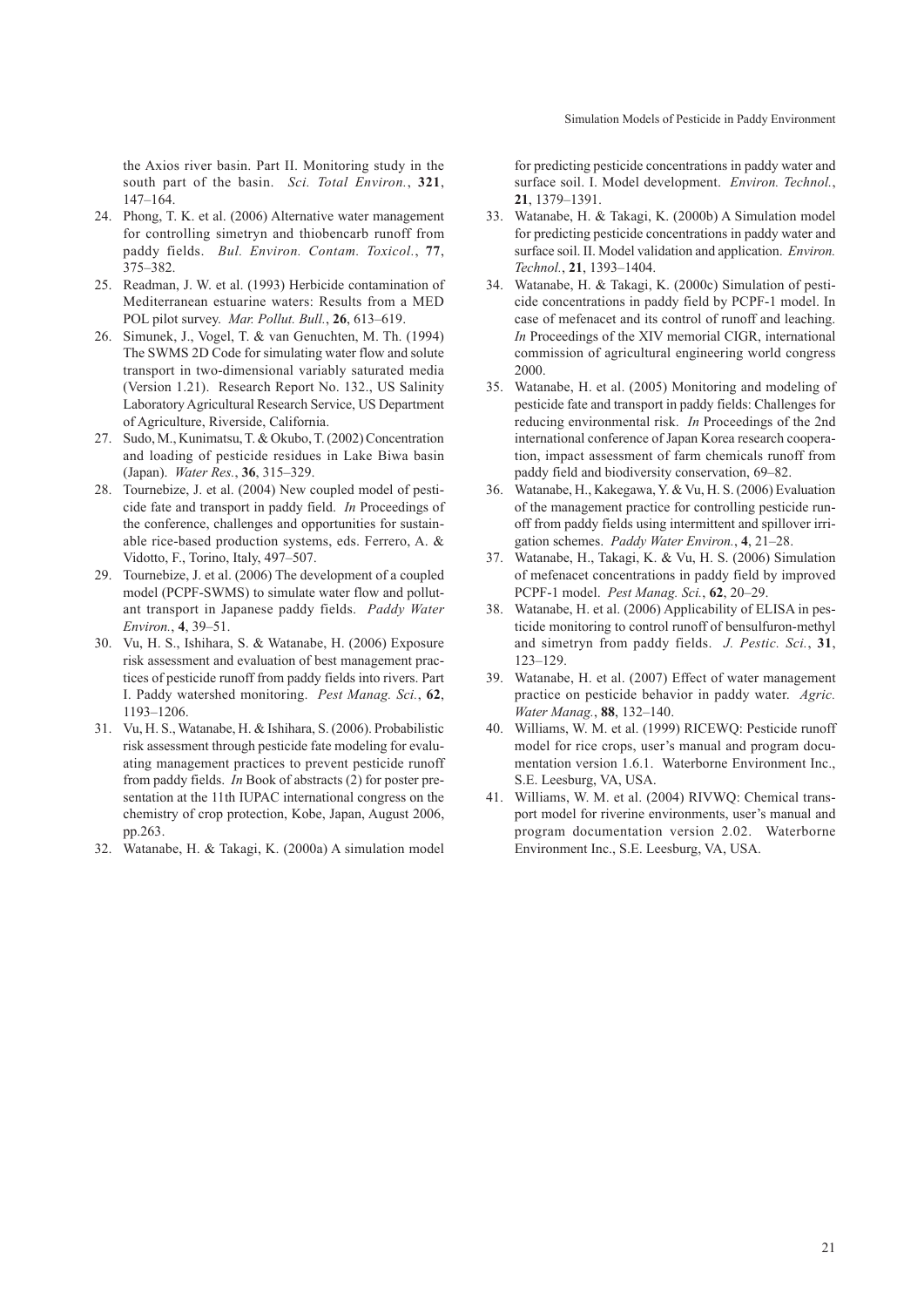the Axios river basin. Part II. Monitoring study in the south part of the basin. *Sci. Total Environ.*, **321**, 147–164.

24. Phong, T. K. et al. (2006) Alternative water management for controlling simetryn and thiobencarb runoff from paddy fields. *Bul. Environ. Contam. Toxicol.*, **77**, 375–382.
25. Readman, J. W. et al. (1993) Herbicide contamination of Mediterranean estuarine waters: Results from a MED POL pilot survey. *Mar. Pollut. Bull.*, **26**, 613–619.
26. Simunek, J., Vogel, T. & van Genuchten, M. Th. (1994) The SWMS 2D Code for simulating water flow and solute transport in two-dimensional variably saturated media (Version 1.21). Research Report No. 132., US Salinity Laboratory Agricultural Research Service, US Department of Agriculture, Riverside, California.
27. Sudo, M., Kunimatsu, T. & Okubo, T. (2002) Concentration and loading of pesticide residues in Lake Biwa basin (Japan). *Water Res.*, **36**, 315–329.
28. Tournebize, J. et al. (2004) New coupled model of pesticide fate and transport in paddy field. *In* Proceedings of the conference, challenges and opportunities for sustainable rice-based production systems, eds. Ferrero, A. & Vidotto, F., Torino, Italy, 497–507.
29. Tournebize, J. et al. (2006) The development of a coupled model (PCPF-SWMS) to simulate water flow and pollutant transport in Japanese paddy fields. *Paddy Water Environ.*, **4**, 39–51.
30. Vu, H. S., Ishihara, S. & Watanabe, H. (2006) Exposure risk assessment and evaluation of best management practices of pesticide runoff from paddy fields into rivers. Part I. Paddy watershed monitoring. *Pest Manag. Sci.*, **62**, 1193–1206.
31. Vu, H. S., Watanabe, H. & Ishihara, S. (2006). Probabilistic risk assessment through pesticide fate modeling for evaluating management practices to prevent pesticide runoff from paddy fields. *In* Book of abstracts (2) for poster presentation at the 11th IUPAC international congress on the chemistry of crop protection, Kobe, Japan, August 2006, pp.263.
32. Watanabe, H. & Takagi, K. (2000a) A simulation model for predicting pesticide concentrations in paddy water and surface soil. I. Model development. *Environ. Technol.*, **21**, 1379–1391.
33. Watanabe, H. & Takagi, K. (2000b) A Simulation model for predicting pesticide concentrations in paddy water and surface soil. II. Model validation and application. *Environ. Technol.*, **21**, 1393–1404.
34. Watanabe, H. & Takagi, K. (2000c) Simulation of pesticide concentrations in paddy field by PCPF-1 model. In case of mefenacet and its control of runoff and leaching. *In* Proceedings of the XIV memorial CIGR, international commission of agricultural engineering world congress 2000.
35. Watanabe, H. et al. (2005) Monitoring and modeling of pesticide fate and transport in paddy fields: Challenges for reducing environmental risk. *In* Proceedings of the 2nd international conference of Japan Korea research cooperation, impact assessment of farm chemicals runoff from paddy field and biodiversity conservation, 69–82.
36. Watanabe, H., Kakegawa, Y. & Vu, H. S. (2006) Evaluation of the management practice for controlling pesticide runoff from paddy fields using intermittent and spillover irrigation schemes. *Paddy Water Environ.*, **4**, 21–28.
37. Watanabe, H., Takagi, K. & Vu, H. S. (2006) Simulation of mefenacet concentrations in paddy field by improved PCPF-1 model. *Pest Manag. Sci.*, **62**, 20–29.
38. Watanabe, H. et al. (2006) Applicability of ELISA in pesticide monitoring to control runoff of bensulfuron-methyl and simetryn from paddy fields. *J. Pestic. Sci.*, **31**, 123–129.
39. Watanabe, H. et al. (2007) Effect of water management practice on pesticide behavior in paddy water. *Agric. Water Manag.*, **88**, 132–140.
40. Williams, W. M. et al. (1999) RICEWQ: Pesticide runoff model for rice crops, user's manual and program documentation version 1.6.1. Waterborne Environment Inc., S.E. Leesburg, VA, USA.
41. Williams, W. M. et al. (2004) RIVWQ: Chemical transport model for riverine environments, user's manual and program documentation version 2.02. Waterborne Environment Inc., S.E. Leesburg, VA, USA.